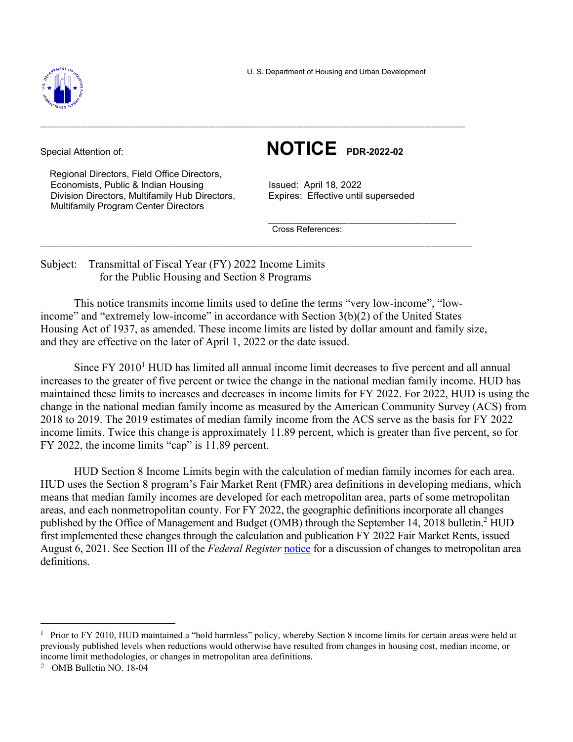U. S. Department of Housing and Urban Development

---

Special Attention of:

Regional Directors, Field Office Directors, Economists, Public & Indian Housing Division Directors, Multifamily Hub Directors, Multifamily Program Center Directors

# NOTICE PDR-2022-02

Issued: April 18, 2022
Expires: Effective until superseded

Cross References:

---

Subject: Transmittal of Fiscal Year (FY) 2022 Income Limits for the Public Housing and Section 8 Programs

This notice transmits income limits used to define the terms "very low-income", "low-income" and "extremely low-income" in accordance with Section 3(b)(2) of the United States Housing Act of 1937, as amended. These income limits are listed by dollar amount and family size, and they are effective on the later of April 1, 2022 or the date issued.

Since FY 2010[1] HUD has limited all annual income limit decreases to five percent and all annual increases to the greater of five percent or twice the change in the national median family income. HUD has maintained these limits to increases and decreases in income limits for FY 2022. For 2022, HUD is using the change in the national median family income as measured by the American Community Survey (ACS) from 2018 to 2019. The 2019 estimates of median family income from the ACS serve as the basis for FY 2022 income limits. Twice this change is approximately 11.89 percent, which is greater than five percent, so for FY 2022, the income limits "cap" is 11.89 percent.

HUD Section 8 Income Limits begin with the calculation of median family incomes for each area. HUD uses the Section 8 program's Fair Market Rent (FMR) area definitions in developing medians, which means that median family incomes are developed for each metropolitan area, parts of some metropolitan areas, and each nonmetropolitan county. For FY 2022, the geographic definitions incorporate all changes published by the Office of Management and Budget (OMB) through the September 14, 2018 bulletin.[2] HUD first implemented these changes through the calculation and publication FY 2022 Fair Market Rents, issued August 6, 2021. See Section III of the *Federal Register* notice for a discussion of changes to metropolitan area definitions.

---

[1] Prior to FY 2010, HUD maintained a "hold harmless" policy, whereby Section 8 income limits for certain areas were held at previously published levels when reductions would otherwise have resulted from changes in housing cost, median income, or income limit methodologies, or changes in metropolitan area definitions.

[2] OMB Bulletin NO. 18-04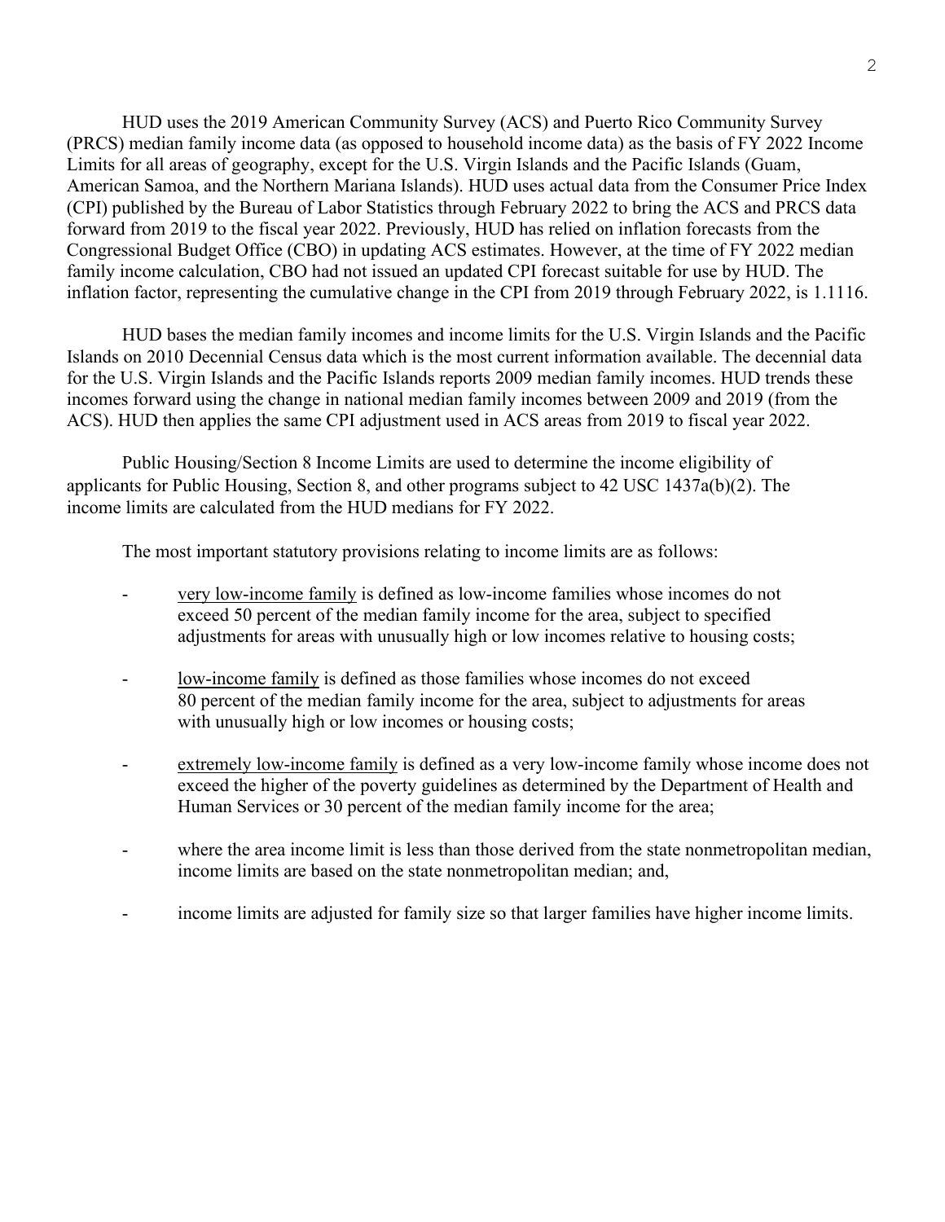HUD uses the 2019 American Community Survey (ACS) and Puerto Rico Community Survey (PRCS) median family income data (as opposed to household income data) as the basis of FY 2022 Income Limits for all areas of geography, except for the U.S. Virgin Islands and the Pacific Islands (Guam, American Samoa, and the Northern Mariana Islands). HUD uses actual data from the Consumer Price Index (CPI) published by the Bureau of Labor Statistics through February 2022 to bring the ACS and PRCS data forward from 2019 to the fiscal year 2022. Previously, HUD has relied on inflation forecasts from the Congressional Budget Office (CBO) in updating ACS estimates. However, at the time of FY 2022 median family income calculation, CBO had not issued an updated CPI forecast suitable for use by HUD. The inflation factor, representing the cumulative change in the CPI from 2019 through February 2022, is 1.1116.

HUD bases the median family incomes and income limits for the U.S. Virgin Islands and the Pacific Islands on 2010 Decennial Census data which is the most current information available. The decennial data for the U.S. Virgin Islands and the Pacific Islands reports 2009 median family incomes. HUD trends these incomes forward using the change in national median family incomes between 2009 and 2019 (from the ACS). HUD then applies the same CPI adjustment used in ACS areas from 2019 to fiscal year 2022.

Public Housing/Section 8 Income Limits are used to determine the income eligibility of applicants for Public Housing, Section 8, and other programs subject to 42 USC 1437a(b)(2). The income limits are calculated from the HUD medians for FY 2022.

The most important statutory provisions relating to income limits are as follows:

- <u>very low-income family</u> is defined as low-income families whose incomes do not exceed 50 percent of the median family income for the area, subject to specified adjustments for areas with unusually high or low incomes relative to housing costs;

- <u>low-income family</u> is defined as those families whose incomes do not exceed 80 percent of the median family income for the area, subject to adjustments for areas with unusually high or low incomes or housing costs;

- <u>extremely low-income family</u> is defined as a very low-income family whose income does not exceed the higher of the poverty guidelines as determined by the Department of Health and Human Services or 30 percent of the median family income for the area;

- where the area income limit is less than those derived from the state nonmetropolitan median, income limits are based on the state nonmetropolitan median; and,

- income limits are adjusted for family size so that larger families have higher income limits.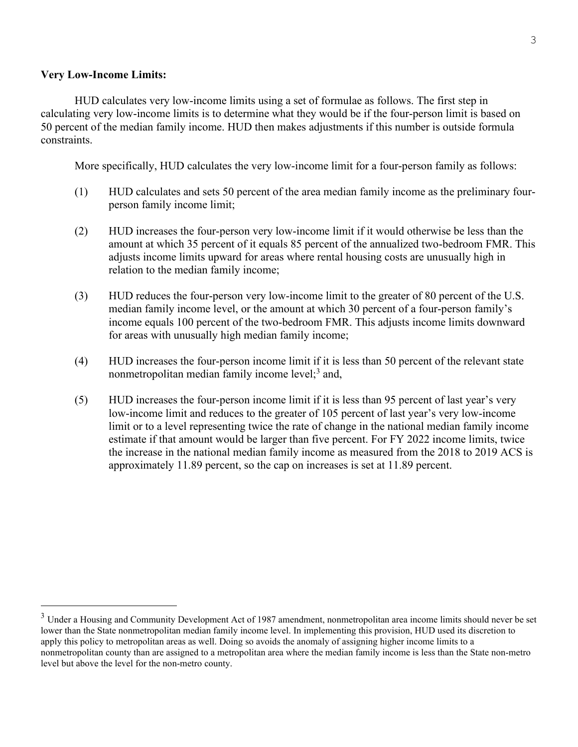**Very Low-Income Limits:**

HUD calculates very low-income limits using a set of formulae as follows. The first step in calculating very low-income limits is to determine what they would be if the four-person limit is based on 50 percent of the median family income. HUD then makes adjustments if this number is outside formula constraints.

More specifically, HUD calculates the very low-income limit for a four-person family as follows:

(1) HUD calculates and sets 50 percent of the area median family income as the preliminary four-person family income limit;

(2) HUD increases the four-person very low-income limit if it would otherwise be less than the amount at which 35 percent of it equals 85 percent of the annualized two-bedroom FMR. This adjusts income limits upward for areas where rental housing costs are unusually high in relation to the median family income;

(3) HUD reduces the four-person very low-income limit to the greater of 80 percent of the U.S. median family income level, or the amount at which 30 percent of a four-person family's income equals 100 percent of the two-bedroom FMR. This adjusts income limits downward for areas with unusually high median family income;

(4) HUD increases the four-person income limit if it is less than 50 percent of the relevant state nonmetropolitan median family income level;[3] and,

(5) HUD increases the four-person income limit if it is less than 95 percent of last year's very low-income limit and reduces to the greater of 105 percent of last year's very low-income limit or to a level representing twice the rate of change in the national median family income estimate if that amount would be larger than five percent. For FY 2022 income limits, twice the increase in the national median family income as measured from the 2018 to 2019 ACS is approximately 11.89 percent, so the cap on increases is set at 11.89 percent.

[3] Under a Housing and Community Development Act of 1987 amendment, nonmetropolitan area income limits should never be set lower than the State nonmetropolitan median family income level. In implementing this provision, HUD used its discretion to apply this policy to metropolitan areas as well. Doing so avoids the anomaly of assigning higher income limits to a nonmetropolitan county than are assigned to a metropolitan area where the median family income is less than the State non-metro level but above the level for the non-metro county.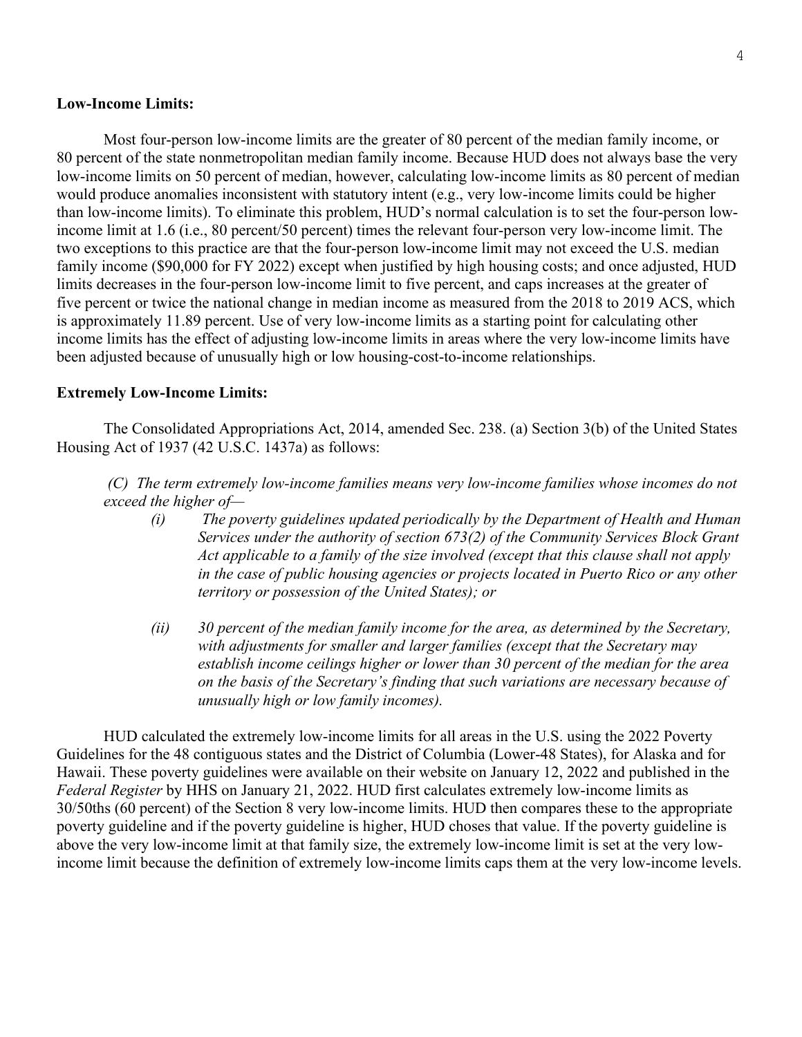**Low-Income Limits:**

Most four-person low-income limits are the greater of 80 percent of the median family income, or 80 percent of the state nonmetropolitan median family income. Because HUD does not always base the very low-income limits on 50 percent of median, however, calculating low-income limits as 80 percent of median would produce anomalies inconsistent with statutory intent (e.g., very low-income limits could be higher than low-income limits). To eliminate this problem, HUD's normal calculation is to set the four-person low-income limit at 1.6 (i.e., 80 percent/50 percent) times the relevant four-person very low-income limit. The two exceptions to this practice are that the four-person low-income limit may not exceed the U.S. median family income ($90,000 for FY 2022) except when justified by high housing costs; and once adjusted, HUD limits decreases in the four-person low-income limit to five percent, and caps increases at the greater of five percent or twice the national change in median income as measured from the 2018 to 2019 ACS, which is approximately 11.89 percent. Use of very low-income limits as a starting point for calculating other income limits has the effect of adjusting low-income limits in areas where the very low-income limits have been adjusted because of unusually high or low housing-cost-to-income relationships.

**Extremely Low-Income Limits:**

The Consolidated Appropriations Act, 2014, amended Sec. 238. (a) Section 3(b) of the United States Housing Act of 1937 (42 U.S.C. 1437a) as follows:

*(C) The term extremely low-income families means very low-income families whose incomes do not exceed the higher of—*

- *(i) The poverty guidelines updated periodically by the Department of Health and Human Services under the authority of section 673(2) of the Community Services Block Grant Act applicable to a family of the size involved (except that this clause shall not apply in the case of public housing agencies or projects located in Puerto Rico or any other territory or possession of the United States); or*
- *(ii) 30 percent of the median family income for the area, as determined by the Secretary, with adjustments for smaller and larger families (except that the Secretary may establish income ceilings higher or lower than 30 percent of the median for the area on the basis of the Secretary's finding that such variations are necessary because of unusually high or low family incomes).*

HUD calculated the extremely low-income limits for all areas in the U.S. using the 2022 Poverty Guidelines for the 48 contiguous states and the District of Columbia (Lower-48 States), for Alaska and for Hawaii. These poverty guidelines were available on their website on January 12, 2022 and published in the *Federal Register* by HHS on January 21, 2022. HUD first calculates extremely low-income limits as 30/50ths (60 percent) of the Section 8 very low-income limits. HUD then compares these to the appropriate poverty guideline and if the poverty guideline is higher, HUD choses that value. If the poverty guideline is above the very low-income limit at that family size, the extremely low-income limit is set at the very low-income limit because the definition of extremely low-income limits caps them at the very low-income levels.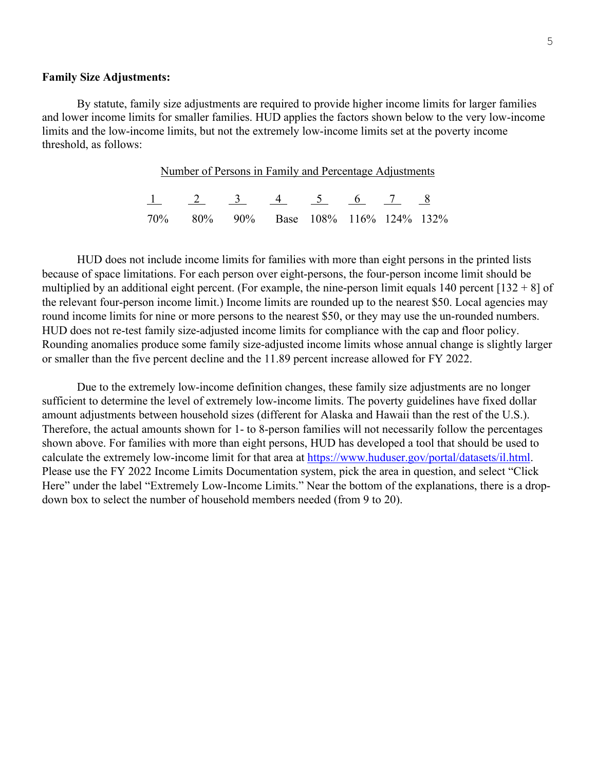**Family Size Adjustments:**

By statute, family size adjustments are required to provide higher income limits for larger families and lower income limits for smaller families. HUD applies the factors shown below to the very low-income limits and the low-income limits, but not the extremely low-income limits set at the poverty income threshold, as follows:

Number of Persons in Family and Percentage Adjustments

| 1 | 2 | 3 | 4 | 5 | 6 | 7 | 8 |
|---|---|---|---|---|---|---|---|
| 70% | 80% | 90% | Base | 108% | 116% | 124% | 132% |

HUD does not include income limits for families with more than eight persons in the printed lists because of space limitations. For each person over eight-persons, the four-person income limit should be multiplied by an additional eight percent. (For example, the nine-person limit equals 140 percent [132 + 8] of the relevant four-person income limit.) Income limits are rounded up to the nearest $50. Local agencies may round income limits for nine or more persons to the nearest $50, or they may use the un-rounded numbers. HUD does not re-test family size-adjusted income limits for compliance with the cap and floor policy. Rounding anomalies produce some family size-adjusted income limits whose annual change is slightly larger or smaller than the five percent decline and the 11.89 percent increase allowed for FY 2022.

Due to the extremely low-income definition changes, these family size adjustments are no longer sufficient to determine the level of extremely low-income limits. The poverty guidelines have fixed dollar amount adjustments between household sizes (different for Alaska and Hawaii than the rest of the U.S.). Therefore, the actual amounts shown for 1- to 8-person families will not necessarily follow the percentages shown above. For families with more than eight persons, HUD has developed a tool that should be used to calculate the extremely low-income limit for that area at [https://www.huduser.gov/portal/datasets/il.html](https://www.huduser.gov/portal/datasets/il.html). Please use the FY 2022 Income Limits Documentation system, pick the area in question, and select "Click Here" under the label "Extremely Low-Income Limits." Near the bottom of the explanations, there is a drop-down box to select the number of household members needed (from 9 to 20).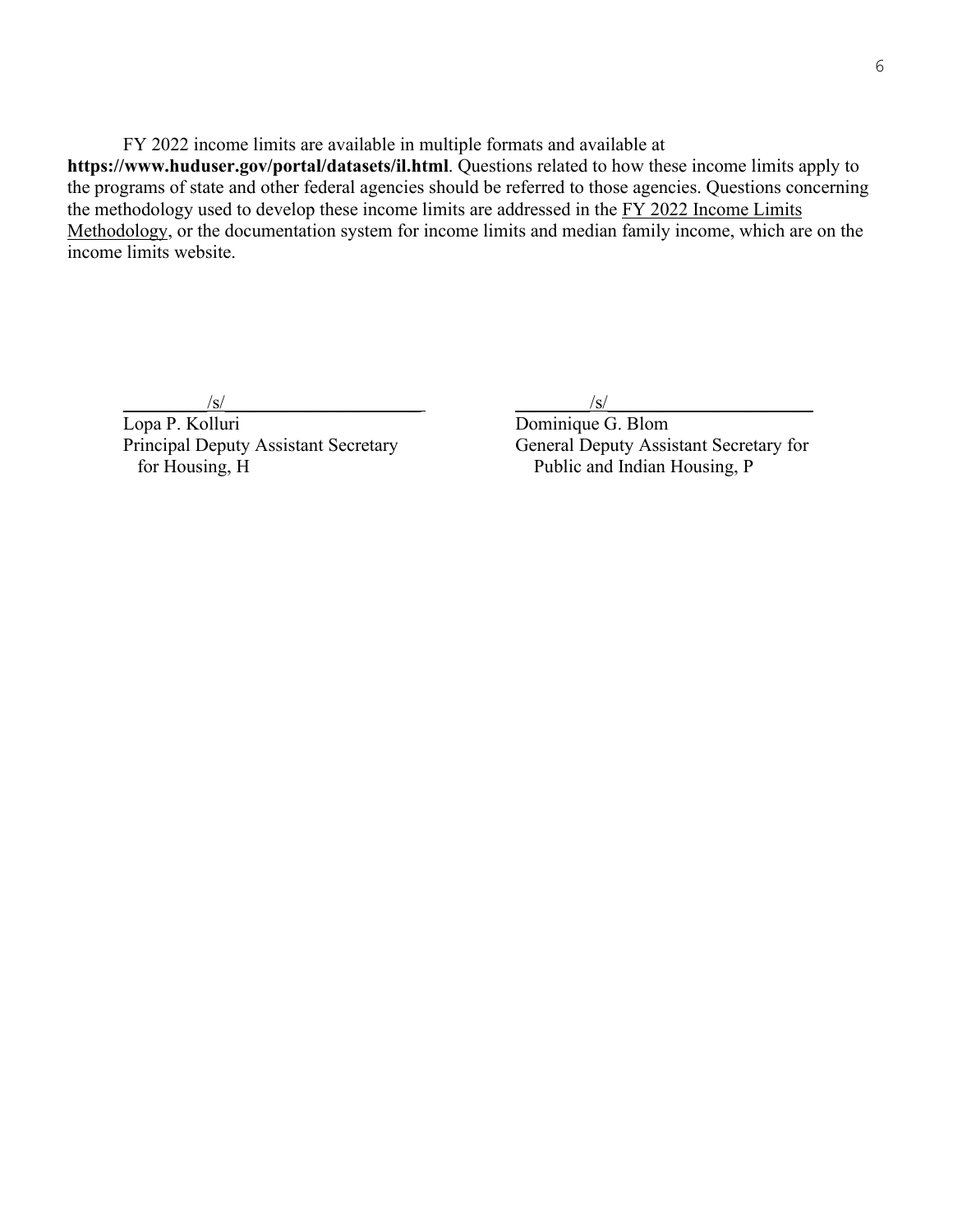FY 2022 income limits are available in multiple formats and available at **https://www.huduser.gov/portal/datasets/il.html**. Questions related to how these income limits apply to the programs of state and other federal agencies should be referred to those agencies. Questions concerning the methodology used to develop these income limits are addressed in the FY 2022 Income Limits Methodology, or the documentation system for income limits and median family income, which are on the income limits website.

/s/
Lopa P. Kolluri
Principal Deputy Assistant Secretary
for Housing, H

/s/
Dominique G. Blom
General Deputy Assistant Secretary for
Public and Indian Housing, P